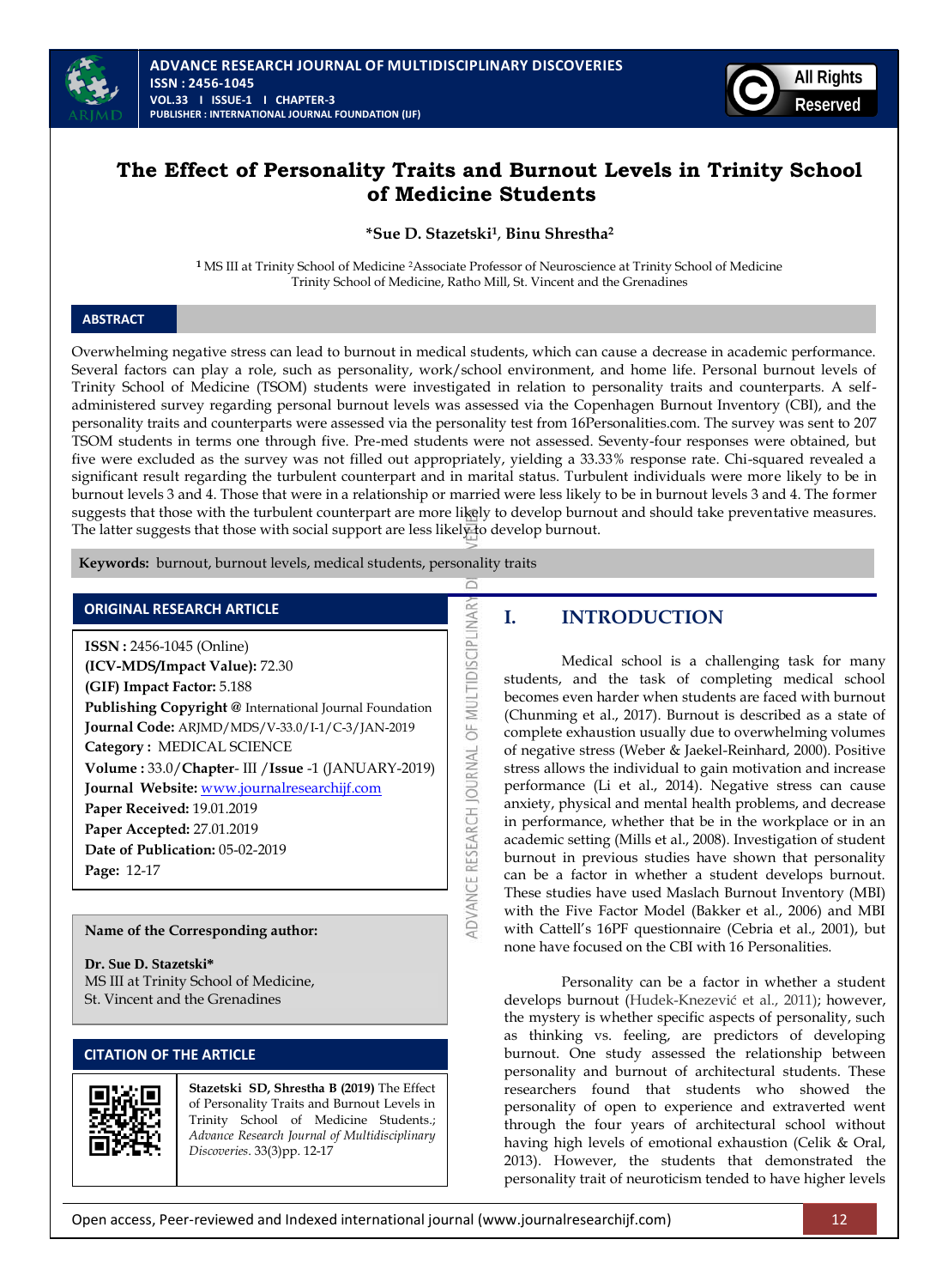# The Effect of Personality Traits and Burnout Levels in Trinity School of Medicine Students

**\*Sue D. Stazetski[1], Binu Shrestha[2]**

[1] MS III at Trinity School of Medicine [2]Associate Professor of Neuroscience at Trinity School of Medicine
Trinity School of Medicine, Ratho Mill, St. Vincent and the Grenadines

## ABSTRACT

Overwhelming negative stress can lead to burnout in medical students, which can cause a decrease in academic performance. Several factors can play a role, such as personality, work/school environment, and home life. Personal burnout levels of Trinity School of Medicine (TSOM) students were investigated in relation to personality traits and counterparts. A self-administered survey regarding personal burnout levels was assessed via the Copenhagen Burnout Inventory (CBI), and the personality traits and counterparts were assessed via the personality test from 16Personalities.com. The survey was sent to 207 TSOM students in terms one through five. Pre-med students were not assessed. Seventy-four responses were obtained, but five were excluded as the survey was not filled out appropriately, yielding a 33.33% response rate. Chi-squared revealed a significant result regarding the turbulent counterpart and in marital status. Turbulent individuals were more likely to be in burnout levels 3 and 4. Those that were in a relationship or married were less likely to be in burnout levels 3 and 4. The former suggests that those with the turbulent counterpart are more likely to develop burnout and should take preventative measures. The latter suggests that those with social support are less likely to develop burnout.

**Keywords:** burnout, burnout levels, medical students, personality traits

**ORIGINAL RESEARCH ARTICLE**

**ISSN :** 2456-1045 (Online)
**(ICV-MDS/Impact Value):** 72.30
**(GIF) Impact Factor:** 5.188
**Publishing Copyright @** International Journal Foundation
**Journal Code:** ARJMD/MDS/V-33.0/I-1/C-3/JAN-2019
**Category :** MEDICAL SCIENCE
**Volume :** 33.0/**Chapter**- III /**Issue** -1 (JANUARY-2019)
**Journal Website:** www.journalresearchijf.com
**Paper Received:** 19.01.2019
**Paper Accepted:** 27.01.2019
**Date of Publication:** 05-02-2019
**Page:** 12-17

**Name of the Corresponding author:**

**Dr. Sue D. Stazetski\***
MS III at Trinity School of Medicine,
St. Vincent and the Grenadines

**CITATION OF THE ARTICLE**

**Stazetski SD, Shrestha B (2019)** The Effect of Personality Traits and Burnout Levels in Trinity School of Medicine Students.; *Advance Research Journal of Multidisciplinary Discoveries.* 33(3)pp. 12-17

## I. INTRODUCTION

Medical school is a challenging task for many students, and the task of completing medical school becomes even harder when students are faced with burnout (Chunming et al., 2017). Burnout is described as a state of complete exhaustion usually due to overwhelming volumes of negative stress (Weber & Jaekel-Reinhard, 2000). Positive stress allows the individual to gain motivation and increase performance (Li et al., 2014). Negative stress can cause anxiety, physical and mental health problems, and decrease in performance, whether that be in the workplace or in an academic setting (Mills et al., 2008). Investigation of student burnout in previous studies have shown that personality can be a factor in whether a student develops burnout. These studies have used Maslach Burnout Inventory (MBI) with the Five Factor Model (Bakker et al., 2006) and MBI with Cattell's 16PF questionnaire (Cebria et al., 2001), but none have focused on the CBI with 16 Personalities.

Personality can be a factor in whether a student develops burnout (Hudek-Knezević et al., 2011); however, the mystery is whether specific aspects of personality, such as thinking vs. feeling, are predictors of developing burnout. One study assessed the relationship between personality and burnout of architectural students. These researchers found that students who showed the personality of open to experience and extraverted went through the four years of architectural school without having high levels of emotional exhaustion (Celik & Oral, 2013). However, the students that demonstrated the personality trait of neuroticism tended to have higher levels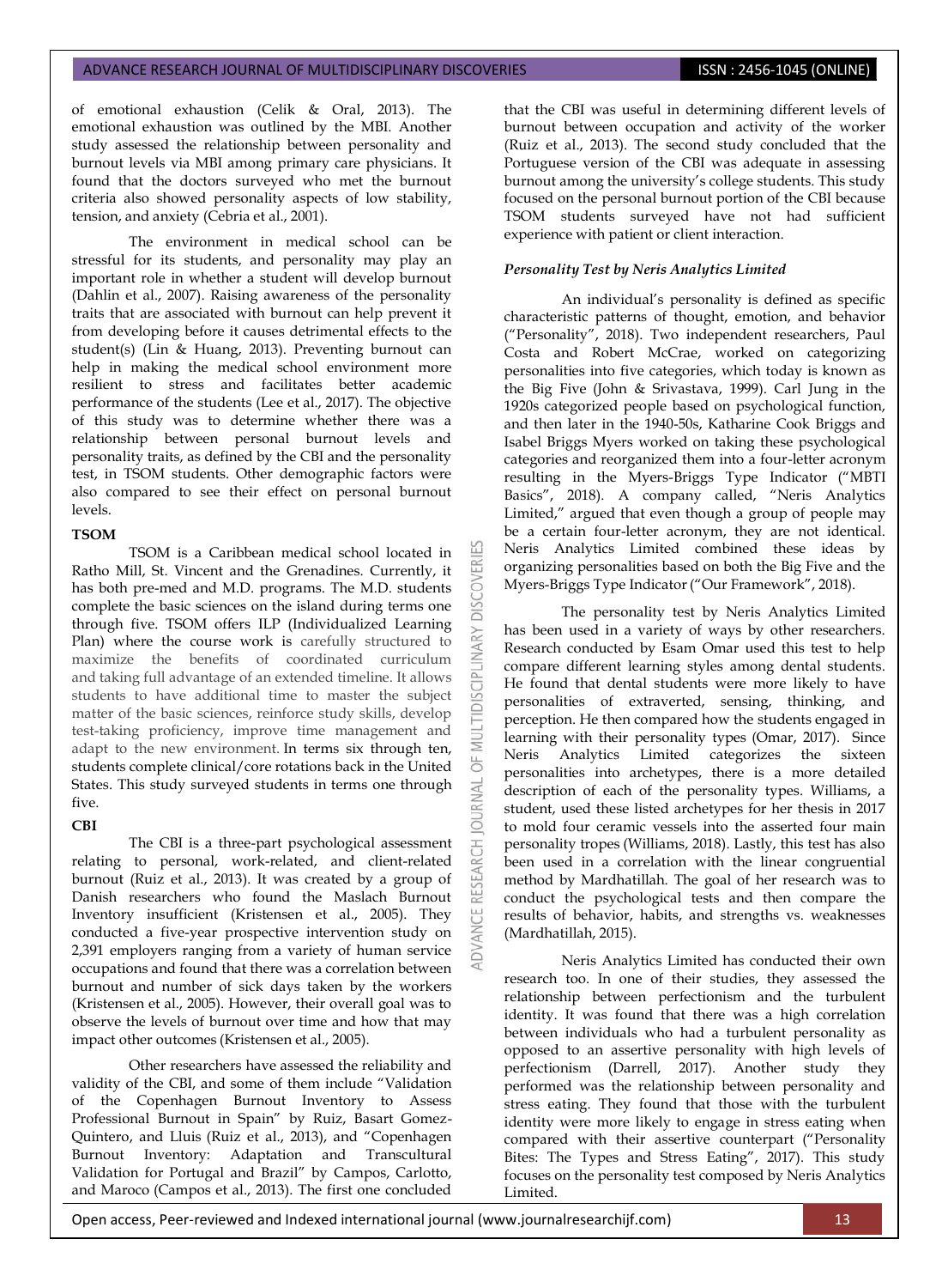of emotional exhaustion (Celik & Oral, 2013). The emotional exhaustion was outlined by the MBI. Another study assessed the relationship between personality and burnout levels via MBI among primary care physicians. It found that the doctors surveyed who met the burnout criteria also showed personality aspects of low stability, tension, and anxiety (Cebria et al., 2001).

The environment in medical school can be stressful for its students, and personality may play an important role in whether a student will develop burnout (Dahlin et al., 2007). Raising awareness of the personality traits that are associated with burnout can help prevent it from developing before it causes detrimental effects to the student(s) (Lin & Huang, 2013). Preventing burnout can help in making the medical school environment more resilient to stress and facilitates better academic performance of the students (Lee et al., 2017). The objective of this study was to determine whether there was a relationship between personal burnout levels and personality traits, as defined by the CBI and the personality test, in TSOM students. Other demographic factors were also compared to see their effect on personal burnout levels.

**TSOM**

TSOM is a Caribbean medical school located in Ratho Mill, St. Vincent and the Grenadines. Currently, it has both pre-med and M.D. programs. The M.D. students complete the basic sciences on the island during terms one through five. TSOM offers ILP (Individualized Learning Plan) where the course work is carefully structured to maximize the benefits of coordinated curriculum and taking full advantage of an extended timeline. It allows students to have additional time to master the subject matter of the basic sciences, reinforce study skills, develop test-taking proficiency, improve time management and adapt to the new environment. In terms six through ten, students complete clinical/core rotations back in the United States. This study surveyed students in terms one through five.

**CBI**

The CBI is a three-part psychological assessment relating to personal, work-related, and client-related burnout (Ruiz et al., 2013). It was created by a group of Danish researchers who found the Maslach Burnout Inventory insufficient (Kristensen et al., 2005). They conducted a five-year prospective intervention study on 2,391 employers ranging from a variety of human service occupations and found that there was a correlation between burnout and number of sick days taken by the workers (Kristensen et al., 2005). However, their overall goal was to observe the levels of burnout over time and how that may impact other outcomes (Kristensen et al., 2005).

Other researchers have assessed the reliability and validity of the CBI, and some of them include "Validation of the Copenhagen Burnout Inventory to Assess Professional Burnout in Spain" by Ruiz, Basart Gomez-Quintero, and Lluis (Ruiz et al., 2013), and "Copenhagen Burnout Inventory: Adaptation and Transcultural Validation for Portugal and Brazil" by Campos, Carlotto, and Maroco (Campos et al., 2013). The first one concluded that the CBI was useful in determining different levels of burnout between occupation and activity of the worker (Ruiz et al., 2013). The second study concluded that the Portuguese version of the CBI was adequate in assessing burnout among the university's college students. This study focused on the personal burnout portion of the CBI because TSOM students surveyed have not had sufficient experience with patient or client interaction.

***Personality Test by Neris Analytics Limited***

An individual's personality is defined as specific characteristic patterns of thought, emotion, and behavior ("Personality", 2018). Two independent researchers, Paul Costa and Robert McCrae, worked on categorizing personalities into five categories, which today is known as the Big Five (John & Srivastava, 1999). Carl Jung in the 1920s categorized people based on psychological function, and then later in the 1940-50s, Katharine Cook Briggs and Isabel Briggs Myers worked on taking these psychological categories and reorganized them into a four-letter acronym resulting in the Myers-Briggs Type Indicator ("MBTI Basics", 2018). A company called, "Neris Analytics Limited," argued that even though a group of people may be a certain four-letter acronym, they are not identical. Neris Analytics Limited combined these ideas by organizing personalities based on both the Big Five and the Myers-Briggs Type Indicator ("Our Framework", 2018).

The personality test by Neris Analytics Limited has been used in a variety of ways by other researchers. Research conducted by Esam Omar used this test to help compare different learning styles among dental students. He found that dental students were more likely to have personalities of extraverted, sensing, thinking, and perception. He then compared how the students engaged in learning with their personality types (Omar, 2017). Since Neris Analytics Limited categorizes the sixteen personalities into archetypes, there is a more detailed description of each of the personality types. Williams, a student, used these listed archetypes for her thesis in 2017 to mold four ceramic vessels into the asserted four main personality tropes (Williams, 2018). Lastly, this test has also been used in a correlation with the linear congruential method by Mardhatillah. The goal of her research was to conduct the psychological tests and then compare the results of behavior, habits, and strengths vs. weaknesses (Mardhatillah, 2015).

Neris Analytics Limited has conducted their own research too. In one of their studies, they assessed the relationship between perfectionism and the turbulent identity. It was found that there was a high correlation between individuals who had a turbulent personality as opposed to an assertive personality with high levels of perfectionism (Darrell, 2017). Another study they performed was the relationship between personality and stress eating. They found that those with the turbulent identity were more likely to engage in stress eating when compared with their assertive counterpart ("Personality Bites: The Types and Stress Eating", 2017). This study focuses on the personality test composed by Neris Analytics Limited.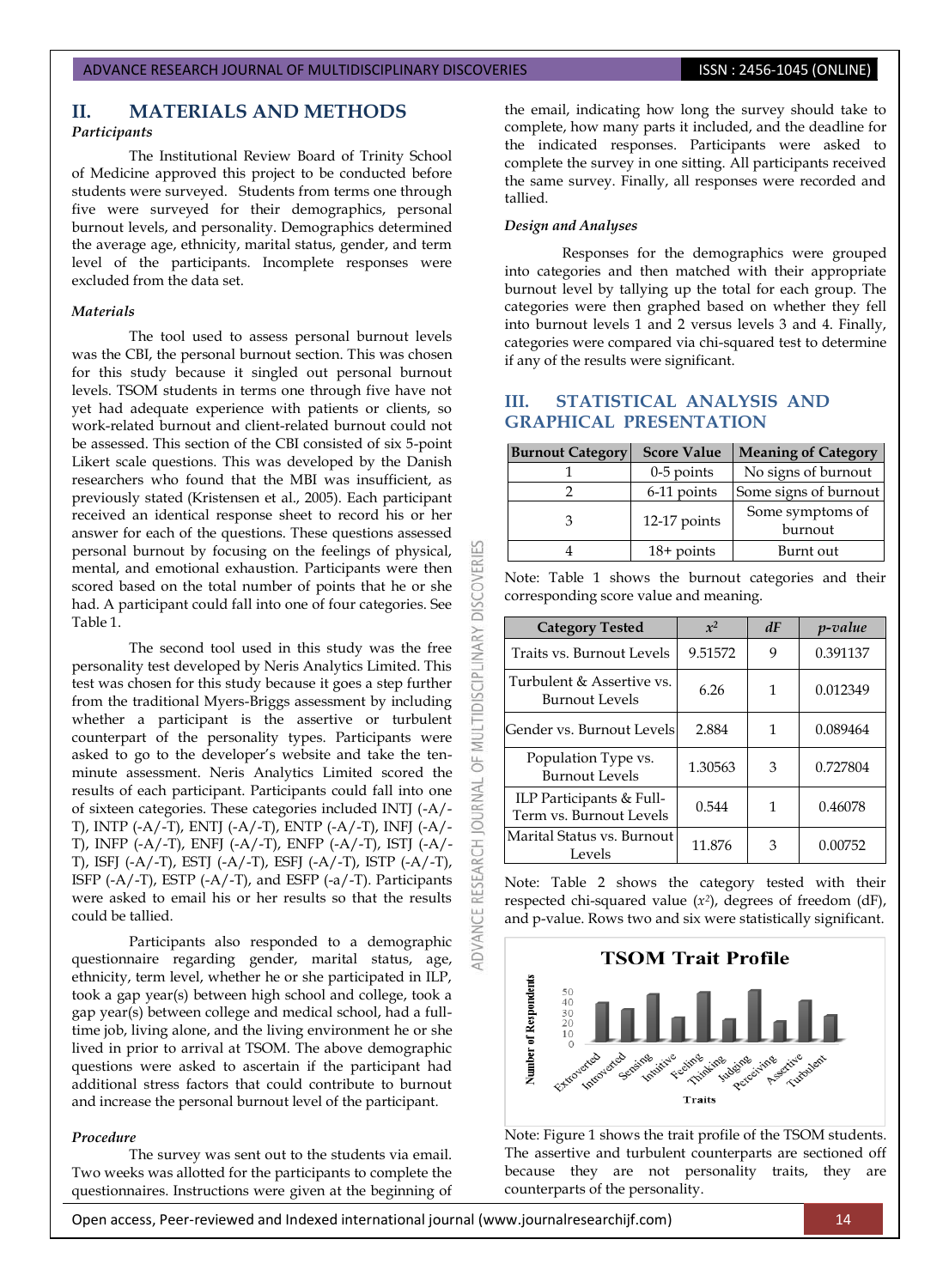## II. MATERIALS AND METHODS

***Participants***

The Institutional Review Board of Trinity School of Medicine approved this project to be conducted before students were surveyed. Students from terms one through five were surveyed for their demographics, personal burnout levels, and personality. Demographics determined the average age, ethnicity, marital status, gender, and term level of the participants. Incomplete responses were excluded from the data set.

***Materials***

The tool used to assess personal burnout levels was the CBI, the personal burnout section. This was chosen for this study because it singled out personal burnout levels. TSOM students in terms one through five have not yet had adequate experience with patients or clients, so work-related burnout and client-related burnout could not be assessed. This section of the CBI consisted of six 5-point Likert scale questions. This was developed by the Danish researchers who found that the MBI was insufficient, as previously stated (Kristensen et al., 2005). Each participant received an identical response sheet to record his or her answer for each of the questions. These questions assessed personal burnout by focusing on the feelings of physical, mental, and emotional exhaustion. Participants were then scored based on the total number of points that he or she had. A participant could fall into one of four categories. See Table 1.

The second tool used in this study was the free personality test developed by Neris Analytics Limited. This test was chosen for this study because it goes a step further from the traditional Myers-Briggs assessment by including whether a participant is the assertive or turbulent counterpart of the personality types. Participants were asked to go to the developer's website and take the ten-minute assessment. Neris Analytics Limited scored the results of each participant. Participants could fall into one of sixteen categories. These categories included INTJ (-A/-T), INTP (-A/-T), ENTJ (-A/-T), ENTP (-A/-T), INFJ (-A/-T), INFP (-A/-T), ENFJ (-A/-T), ENFP (-A/-T), ISTJ (-A/-T), ISFJ (-A/-T), ESTJ (-A/-T), ESFJ (-A/-T), ISTP (-A/-T), ISFP (-A/-T), ESTP (-A/-T), and ESFP (-a/-T). Participants were asked to email his or her results so that the results could be tallied.

Participants also responded to a demographic questionnaire regarding gender, marital status, age, ethnicity, term level, whether he or she participated in ILP, took a gap year(s) between high school and college, took a gap year(s) between college and medical school, had a full-time job, living alone, and the living environment he or she lived in prior to arrival at TSOM. The above demographic questions were asked to ascertain if the participant had additional stress factors that could contribute to burnout and increase the personal burnout level of the participant.

***Procedure***

The survey was sent out to the students via email. Two weeks was allotted for the participants to complete the questionnaires. Instructions were given at the beginning of the email, indicating how long the survey should take to complete, how many parts it included, and the deadline for the indicated responses. Participants were asked to complete the survey in one sitting. All participants received the same survey. Finally, all responses were recorded and tallied.

***Design and Analyses***

Responses for the demographics were grouped into categories and then matched with their appropriate burnout level by tallying up the total for each group. The categories were then graphed based on whether they fell into burnout levels 1 and 2 versus levels 3 and 4. Finally, categories were compared via chi-squared test to determine if any of the results were significant.

## III. STATISTICAL ANALYSIS AND GRAPHICAL PRESENTATION

| Burnout Category | Score Value | Meaning of Category |
|---|---|---|
| 1 | 0-5 points | No signs of burnout |
| 2 | 6-11 points | Some signs of burnout |
| 3 | 12-17 points | Some symptoms of burnout |
| 4 | 18+ points | Burnt out |

Note: Table 1 shows the burnout categories and their corresponding score value and meaning.

| Category Tested | $x^2$ | *dF* | *p-value* |
|---|---|---|---|
| Traits vs. Burnout Levels | 9.51572 | 9 | 0.391137 |
| Turbulent & Assertive vs. Burnout Levels | 6.26 | 1 | 0.012349 |
| Gender vs. Burnout Levels | 2.884 | 1 | 0.089464 |
| Population Type vs. Burnout Levels | 1.30563 | 3 | 0.727804 |
| ILP Participants & Full-Term vs. Burnout Levels | 0.544 | 1 | 0.46078 |
| Marital Status vs. Burnout Levels | 11.876 | 3 | 0.00752 |

Note: Table 2 shows the category tested with their respected chi-squared value ($x^2$), degrees of freedom (dF), and p-value. Rows two and six were statistically significant.

**TSOM Trait Profile**

Note: Figure 1 shows the trait profile of the TSOM students. The assertive and turbulent counterparts are sectioned off because they are not personality traits, they are counterparts of the personality.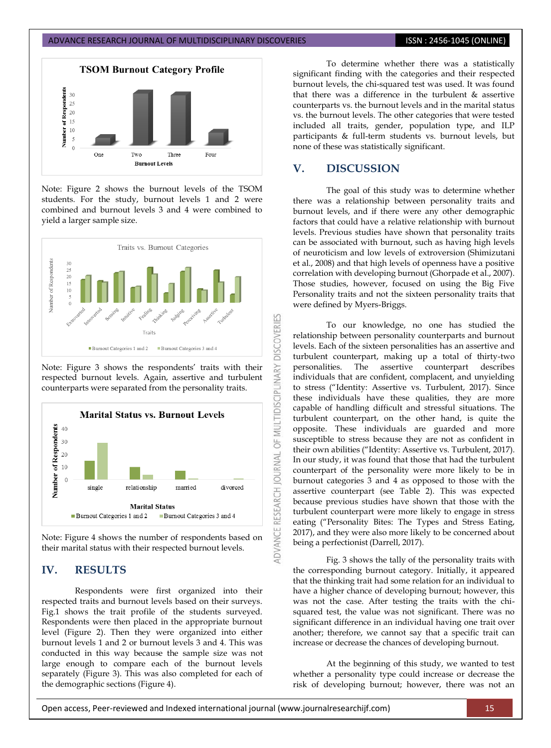Note: Figure 2 shows the burnout levels of the TSOM students. For the study, burnout levels 1 and 2 were combined and burnout levels 3 and 4 were combined to yield a larger sample size.

Note: Figure 3 shows the respondents' traits with their respected burnout levels. Again, assertive and turbulent counterparts were separated from the personality traits.

Note: Figure 4 shows the number of respondents based on their marital status with their respected burnout levels.

## IV. RESULTS

Respondents were first organized into their respected traits and burnout levels based on their surveys. Fig.1 shows the trait profile of the students surveyed. Respondents were then placed in the appropriate burnout level (Figure 2). Then they were organized into either burnout levels 1 and 2 or burnout levels 3 and 4. This was conducted in this way because the sample size was not large enough to compare each of the burnout levels separately (Figure 3). This was also completed for each of the demographic sections (Figure 4).

To determine whether there was a statistically significant finding with the categories and their respected burnout levels, the chi-squared test was used. It was found that there was a difference in the turbulent & assertive counterparts vs. the burnout levels and in the marital status vs. the burnout levels. The other categories that were tested included all traits, gender, population type, and ILP participants & full-term students vs. burnout levels, but none of these was statistically significant.

## V. DISCUSSION

The goal of this study was to determine whether there was a relationship between personality traits and burnout levels, and if there were any other demographic factors that could have a relative relationship with burnout levels. Previous studies have shown that personality traits can be associated with burnout, such as having high levels of neuroticism and low levels of extroversion (Shimizutani et al., 2008) and that high levels of openness have a positive correlation with developing burnout (Ghorpade et al., 2007). Those studies, however, focused on using the Big Five Personality traits and not the sixteen personality traits that were defined by Myers-Briggs.

To our knowledge, no one has studied the relationship between personality counterparts and burnout levels. Each of the sixteen personalities has an assertive and turbulent counterpart, making up a total of thirty-two personalities. The assertive counterpart describes individuals that are confident, complacent, and unyielding to stress ("Identity: Assertive vs. Turbulent, 2017). Since these individuals have these qualities, they are more capable of handling difficult and stressful situations. The turbulent counterpart, on the other hand, is quite the opposite. These individuals are guarded and more susceptible to stress because they are not as confident in their own abilities ("Identity: Assertive vs. Turbulent, 2017). In our study, it was found that those that had the turbulent counterpart of the personality were more likely to be in burnout categories 3 and 4 as opposed to those with the assertive counterpart (see Table 2). This was expected because previous studies have shown that those with the turbulent counterpart were more likely to engage in stress eating ("Personality Bites: The Types and Stress Eating, 2017), and they were also more likely to be concerned about being a perfectionist (Darrell, 2017).

Fig. 3 shows the tally of the personality traits with the corresponding burnout category. Initially, it appeared that the thinking trait had some relation for an individual to have a higher chance of developing burnout; however, this was not the case. After testing the traits with the chi-squared test, the value was not significant. There was no significant difference in an individual having one trait over another; therefore, we cannot say that a specific trait can increase or decrease the chances of developing burnout.

At the beginning of this study, we wanted to test whether a personality type could increase or decrease the risk of developing burnout; however, there was not an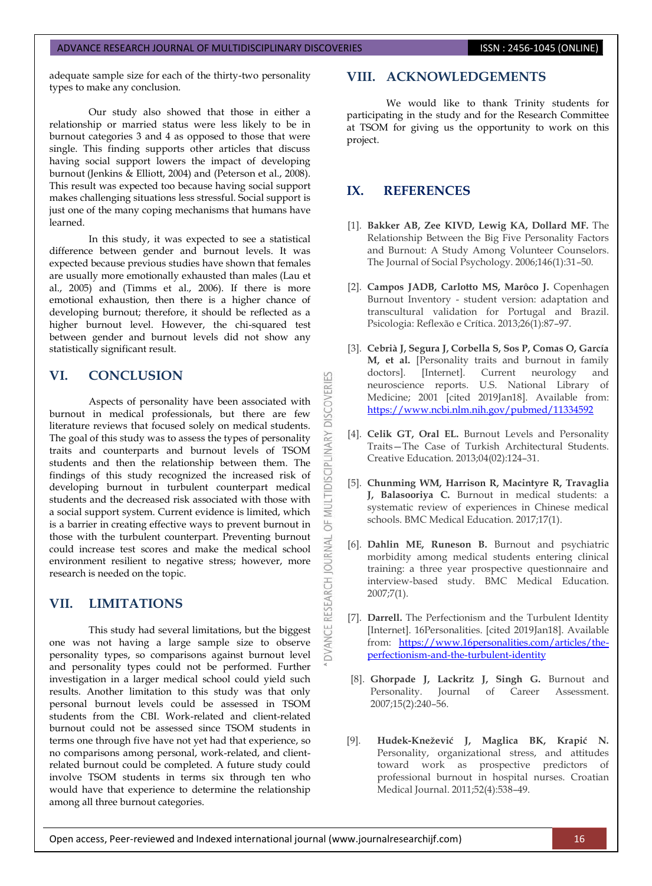adequate sample size for each of the thirty-two personality types to make any conclusion.

Our study also showed that those in either a relationship or married status were less likely to be in burnout categories 3 and 4 as opposed to those that were single. This finding supports other articles that discuss having social support lowers the impact of developing burnout (Jenkins & Elliott, 2004) and (Peterson et al., 2008). This result was expected too because having social support makes challenging situations less stressful. Social support is just one of the many coping mechanisms that humans have learned.

In this study, it was expected to see a statistical difference between gender and burnout levels. It was expected because previous studies have shown that females are usually more emotionally exhausted than males (Lau et al., 2005) and (Timms et al., 2006). If there is more emotional exhaustion, then there is a higher chance of developing burnout; therefore, it should be reflected as a higher burnout level. However, the chi-squared test between gender and burnout levels did not show any statistically significant result.

## VI. CONCLUSION

Aspects of personality have been associated with burnout in medical professionals, but there are few literature reviews that focused solely on medical students. The goal of this study was to assess the types of personality traits and counterparts and burnout levels of TSOM students and then the relationship between them. The findings of this study recognized the increased risk of developing burnout in turbulent counterpart medical students and the decreased risk associated with those with a social support system. Current evidence is limited, which is a barrier in creating effective ways to prevent burnout in those with the turbulent counterpart. Preventing burnout could increase test scores and make the medical school environment resilient to negative stress; however, more research is needed on the topic.

## VII. LIMITATIONS

This study had several limitations, but the biggest one was not having a large sample size to observe personality types, so comparisons against burnout level and personality types could not be performed. Further investigation in a larger medical school could yield such results. Another limitation to this study was that only personal burnout levels could be assessed in TSOM students from the CBI. Work-related and client-related burnout could not be assessed since TSOM students in terms one through five have not yet had that experience, so no comparisons among personal, work-related, and client-related burnout could be completed. A future study could involve TSOM students in terms six through ten who would have that experience to determine the relationship among all three burnout categories.

## VIII. ACKNOWLEDGEMENTS

We would like to thank Trinity students for participating in the study and for the Research Committee at TSOM for giving us the opportunity to work on this project.

## IX. REFERENCES

[1]. **Bakker AB, Zee KIVD, Lewig KA, Dollard MF.** The Relationship Between the Big Five Personality Factors and Burnout: A Study Among Volunteer Counselors. The Journal of Social Psychology. 2006;146(1):31–50.

[2]. **Campos JADB, Carlotto MS, Marôco J.** Copenhagen Burnout Inventory - student version: adaptation and transcultural validation for Portugal and Brazil. Psicologia: Reflexão e Crítica. 2013;26(1):87–97.

[3]. **Cebrià J, Segura J, Corbella S, Sos P, Comas O, García M, et al.** [Personality traits and burnout in family doctors]. [Internet]. Current neurology and neuroscience reports. U.S. National Library of Medicine; 2001 [cited 2019Jan18]. Available from: https://www.ncbi.nlm.nih.gov/pubmed/11334592

[4]. **Celik GT, Oral EL.** Burnout Levels and Personality Traits—The Case of Turkish Architectural Students. Creative Education. 2013;04(02):124–31.

[5]. **Chunming WM, Harrison R, Macintyre R, Travaglia J, Balasooriya C.** Burnout in medical students: a systematic review of experiences in Chinese medical schools. BMC Medical Education. 2017;17(1).

[6]. **Dahlin ME, Runeson B.** Burnout and psychiatric morbidity among medical students entering clinical training: a three year prospective questionnaire and interview-based study. BMC Medical Education. 2007;7(1).

[7]. **Darrell.** The Perfectionism and the Turbulent Identity [Internet]. 16Personalities. [cited 2019Jan18]. Available from: https://www.16personalities.com/articles/the-perfectionism-and-the-turbulent-identity

[8]. **Ghorpade J, Lackritz J, Singh G.** Burnout and Personality. Journal of Career Assessment. 2007;15(2):240–56.

[9]. **Hudek-Knežević J, Maglica BK, Krapić N.** Personality, organizational stress, and attitudes toward work as prospective predictors of professional burnout in hospital nurses. Croatian Medical Journal. 2011;52(4):538–49.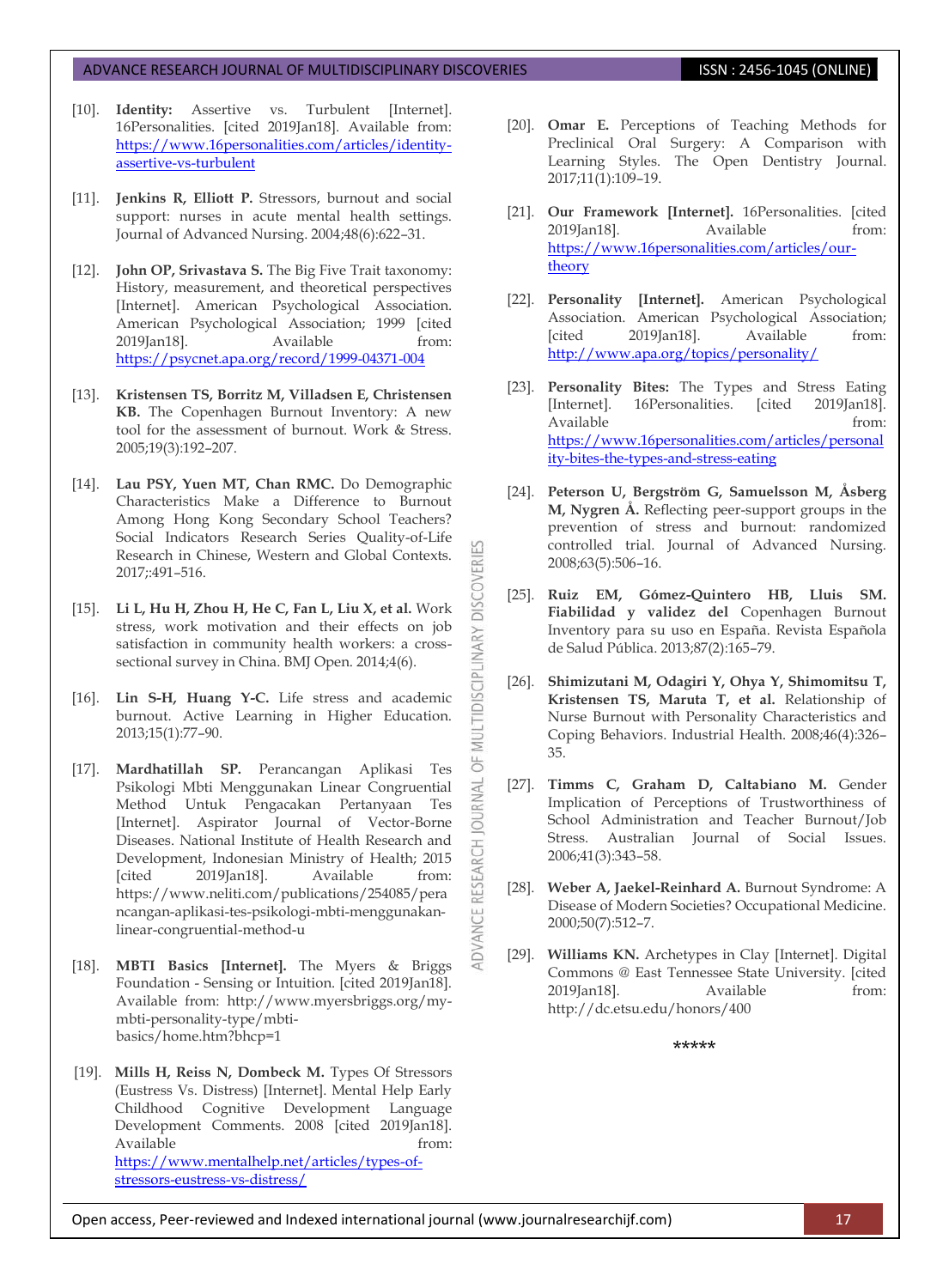[10]. **Identity:** Assertive vs. Turbulent [Internet]. 16Personalities. [cited 2019Jan18]. Available from: https://www.16personalities.com/articles/identity-assertive-vs-turbulent

[11]. **Jenkins R, Elliott P.** Stressors, burnout and social support: nurses in acute mental health settings. Journal of Advanced Nursing. 2004;48(6):622–31.

[12]. **John OP, Srivastava S.** The Big Five Trait taxonomy: History, measurement, and theoretical perspectives [Internet]. American Psychological Association. American Psychological Association; 1999 [cited 2019Jan18]. Available from: https://psycnet.apa.org/record/1999-04371-004

[13]. **Kristensen TS, Borritz M, Villadsen E, Christensen KB.** The Copenhagen Burnout Inventory: A new tool for the assessment of burnout. Work & Stress. 2005;19(3):192–207.

[14]. **Lau PSY, Yuen MT, Chan RMC.** Do Demographic Characteristics Make a Difference to Burnout Among Hong Kong Secondary School Teachers? Social Indicators Research Series Quality-of-Life Research in Chinese, Western and Global Contexts. 2017;:491–516.

[15]. **Li L, Hu H, Zhou H, He C, Fan L, Liu X, et al.** Work stress, work motivation and their effects on job satisfaction in community health workers: a cross-sectional survey in China. BMJ Open. 2014;4(6).

[16]. **Lin S-H, Huang Y-C.** Life stress and academic burnout. Active Learning in Higher Education. 2013;15(1):77–90.

[17]. **Mardhatillah SP.** Perancangan Aplikasi Tes Psikologi Mbti Menggunakan Linear Congruential Method Untuk Pengacakan Pertanyaan Tes [Internet]. Aspirator Journal of Vector-Borne Diseases. National Institute of Health Research and Development, Indonesian Ministry of Health; 2015 [cited 2019Jan18]. Available from: https://www.neliti.com/publications/254085/perancangan-aplikasi-tes-psikologi-mbti-menggunakan-linear-congruential-method-u

[18]. **MBTI Basics [Internet].** The Myers & Briggs Foundation - Sensing or Intuition. [cited 2019Jan18]. Available from: http://www.myersbriggs.org/my-mbti-personality-type/mbti-basics/home.htm?bhcp=1

[19]. **Mills H, Reiss N, Dombeck M.** Types Of Stressors (Eustress Vs. Distress) [Internet]. Mental Help Early Childhood Cognitive Development Language Development Comments. 2008 [cited 2019Jan18]. Available from: https://www.mentalhelp.net/articles/types-of-stressors-eustress-vs-distress/

[20]. **Omar E.** Perceptions of Teaching Methods for Preclinical Oral Surgery: A Comparison with Learning Styles. The Open Dentistry Journal. 2017;11(1):109–19.

[21]. **Our Framework [Internet].** 16Personalities. [cited 2019Jan18]. Available from: https://www.16personalities.com/articles/our-theory

[22]. **Personality [Internet].** American Psychological Association. American Psychological Association; [cited 2019Jan18]. Available from: http://www.apa.org/topics/personality/

[23]. **Personality Bites:** The Types and Stress Eating [Internet]. 16Personalities. [cited 2019Jan18]. Available from: https://www.16personalities.com/articles/personality-bites-the-types-and-stress-eating

[24]. **Peterson U, Bergström G, Samuelsson M, Åsberg M, Nygren Å.** Reflecting peer-support groups in the prevention of stress and burnout: randomized controlled trial. Journal of Advanced Nursing. 2008;63(5):506–16.

[25]. **Ruiz EM, Gómez-Quintero HB, Lluis SM. Fiabilidad y validez del** Copenhagen Burnout Inventory para su uso en España. Revista Española de Salud Pública. 2013;87(2):165–79.

[26]. **Shimizutani M, Odagiri Y, Ohya Y, Shimomitsu T, Kristensen TS, Maruta T, et al.** Relationship of Nurse Burnout with Personality Characteristics and Coping Behaviors. Industrial Health. 2008;46(4):326–35.

[27]. **Timms C, Graham D, Caltabiano M.** Gender Implication of Perceptions of Trustworthiness of School Administration and Teacher Burnout/Job Stress. Australian Journal of Social Issues. 2006;41(3):343–58.

[28]. **Weber A, Jaekel-Reinhard A.** Burnout Syndrome: A Disease of Modern Societies? Occupational Medicine. 2000;50(7):512–7.

[29]. **Williams KN.** Archetypes in Clay [Internet]. Digital Commons @ East Tennessee State University. [cited 2019Jan18]. Available from: http://dc.etsu.edu/honors/400

*****